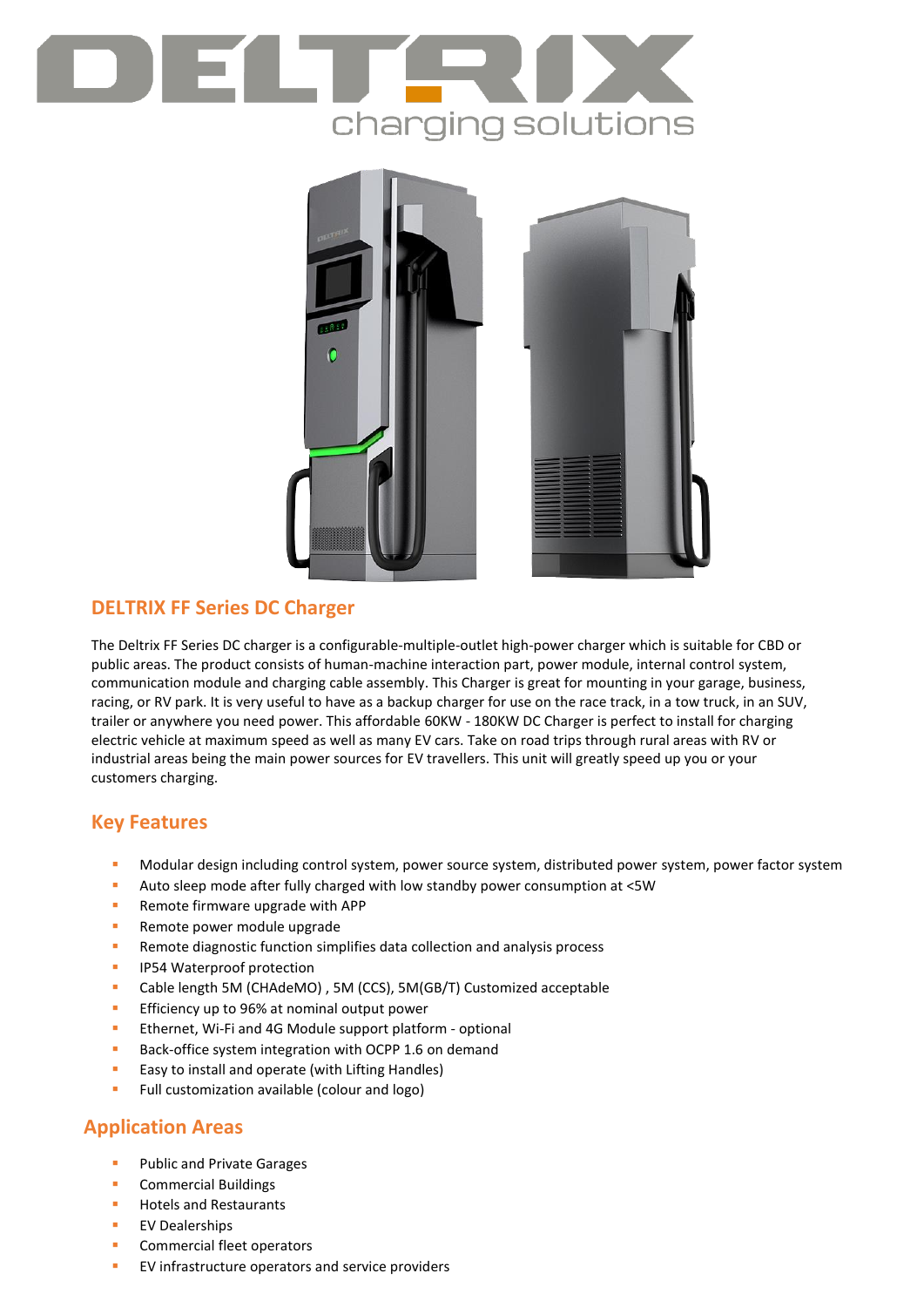# DELTRIX charging solutions

## DELTRIX FF Series DC Charger

The Deltrix FF Series DC charger is a configurable-multiple-outlet high-power charger which is suitable for CBD or public areas. The product consists of human-machine interaction part, power module, internal control system, communication module and charging cable assembly. This Charger is great for mounting in your garage, business, racing, or RV park. It is very useful to have as a backup charger for use on the race track, in a tow truck, in an SUV, trailer or anywhere you need power. This affordable 60KW - 180KW DC Charger is perfect to install for charging electric vehicle at maximum speed as well as many EV cars. Take on road trips through rural areas with RV or industrial areas being the main power sources for EV travellers. This unit will greatly speed up you or your customers charging.

## Key Features

- Modular design including control system, power source system, distributed power system, power factor system
- Auto sleep mode after fully charged with low standby power consumption at <5W
- Remote firmware upgrade with APP
- Remote power module upgrade
- Remote diagnostic function simplifies data collection and analysis process
- IP54 Waterproof protection
- Cable length 5M (CHAdeMO) , 5M (CCS), 5M(GB/T) Customized acceptable
- Efficiency up to 96% at nominal output power
- Ethernet, Wi-Fi and 4G Module support platform - optional
- Back-office system integration with OCPP 1.6 on demand
- Easy to install and operate (with Lifting Handles)
- Full customization available (colour and logo)

## Application Areas

- Public and Private Garages
- Commercial Buildings
- Hotels and Restaurants
- EV Dealerships
- Commercial fleet operators
- EV infrastructure operators and service providers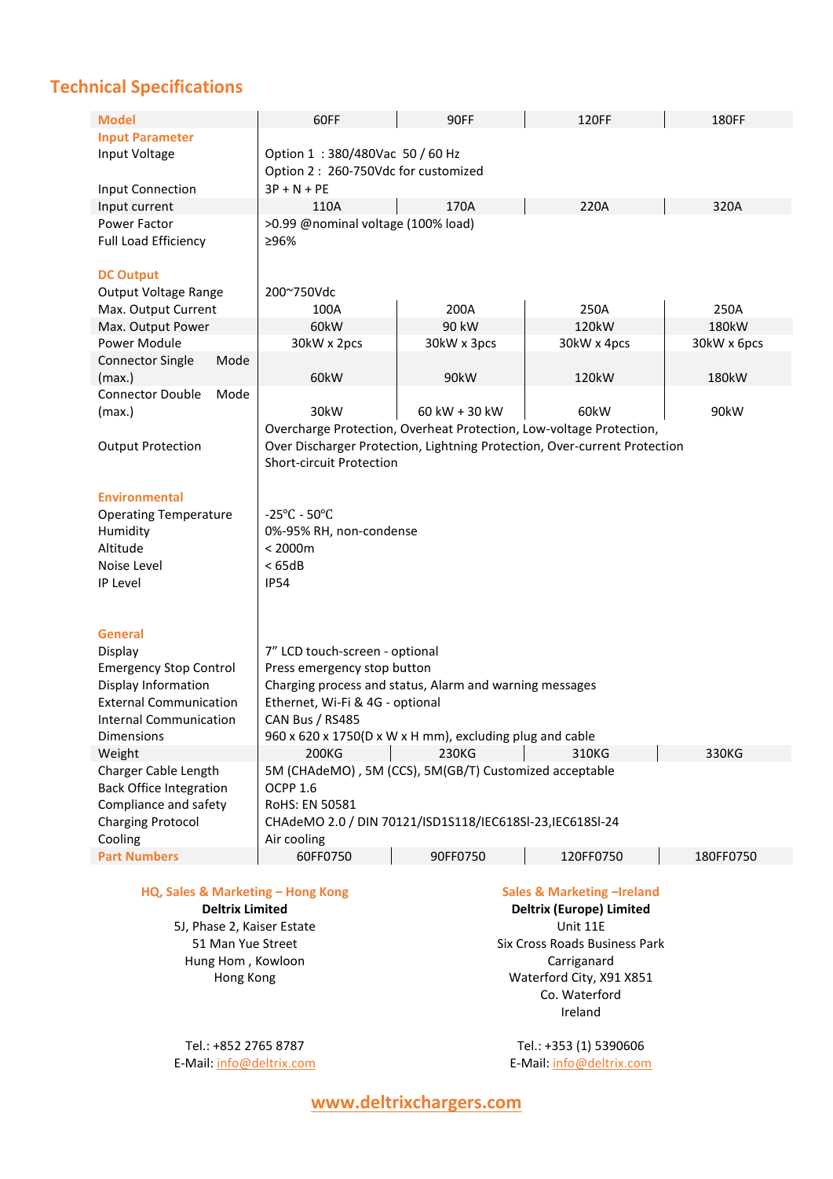## Technical Specifications

| Model | 60FF | 90FF | 120FF | 180FF |
|---|---|---|---|---|
| **Input Parameter** | | | | |
| Input Voltage | Option 1 : 380/480Vac 50 / 60 Hz<br>Option 2 : 260-750Vdc for customized | | | |
| Input Connection | 3P + N + PE | | | |
| Input current | 110A | 170A | 220A | 320A |
| Power Factor | >0.99 @nominal voltage (100% load) | | | |
| Full Load Efficiency | ≥96% | | | |
| **DC Output** | | | | |
| Output Voltage Range | 200~750Vdc | | | |
| Max. Output Current | 100A | 200A | 250A | 250A |
| Max. Output Power | 60kW | 90 kW | 120kW | 180kW |
| Power Module | 30kW x 2pcs | 30kW x 3pcs | 30kW x 4pcs | 30kW x 6pcs |
| Connector Single Mode (max.) | 60kW | 90kW | 120kW | 180kW |
| Connector Double Mode (max.) | 30kW | 60 kW + 30 kW | 60kW | 90kW |
| Output Protection | Overcharge Protection, Overheat Protection, Low-voltage Protection, Over Discharger Protection, Lightning Protection, Over-current Protection Short-circuit Protection | | | |
| **Environmental** | | | | |
| Operating Temperature | -25℃ - 50℃ | | | |
| Humidity | 0%-95% RH, non-condense | | | |
| Altitude | < 2000m | | | |
| Noise Level | < 65dB | | | |
| IP Level | IP54 | | | |
| **General** | | | | |
| Display | 7" LCD touch-screen - optional | | | |
| Emergency Stop Control | Press emergency stop button | | | |
| Display Information | Charging process and status, Alarm and warning messages | | | |
| External Communication | Ethernet, Wi-Fi & 4G - optional | | | |
| Internal Communication | CAN Bus / RS485 | | | |
| Dimensions | 960 x 620 x 1750(D x W x H mm), excluding plug and cable | | | |
| Weight | 200KG | 230KG | 310KG | 330KG |
| Charger Cable Length | 5M (CHAdeMO) , 5M (CCS), 5M(GB/T) Customized acceptable | | | |
| Back Office Integration | OCPP 1.6 | | | |
| Compliance and safety | RoHS: EN 50581 | | | |
| Charging Protocol | CHAdeMO 2.0 / DIN 70121/ISD1S118/IEC618Sl-23,IEC618Sl-24 | | | |
| Cooling | Air cooling | | | |
| **Part Numbers** | 60FF0750 | 90FF0750 | 120FF0750 | 180FF0750 |

**HQ, Sales & Marketing – Hong Kong**

**Deltrix Limited**
5J, Phase 2, Kaiser Estate
51 Man Yue Street
Hung Hom , Kowloon
Hong Kong

Tel.: +852 2765 8787
E-Mail: info@deltrix.com

**Sales & Marketing –Ireland**

**Deltrix (Europe) Limited**
Unit 11E
Six Cross Roads Business Park
Carriganard
Waterford City, X91 X851
Co. Waterford
Ireland

Tel.: +353 (1) 5390606
E-Mail: info@deltrix.com

www.deltrixchargers.com